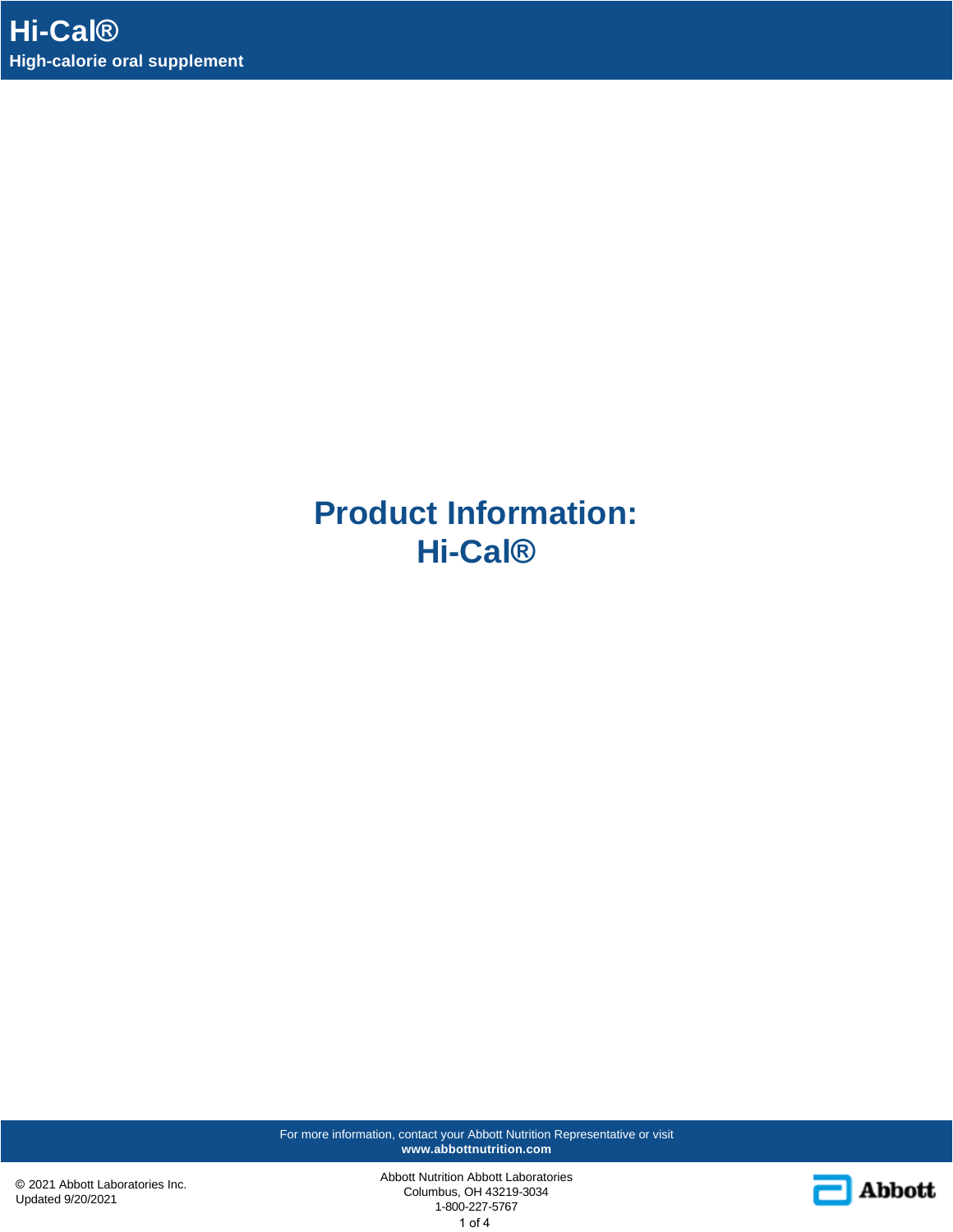# Product Information: Hi-Cal®

For more information, contact your Abbott Nutrition Representative or visit **www.abbottnutrition.com**

© 2021 Abbott Laboratories Inc.
Updated 9/20/2021

Abbott Nutrition Abbott Laboratories
Columbus, OH 43219-3034
1-800-227-5767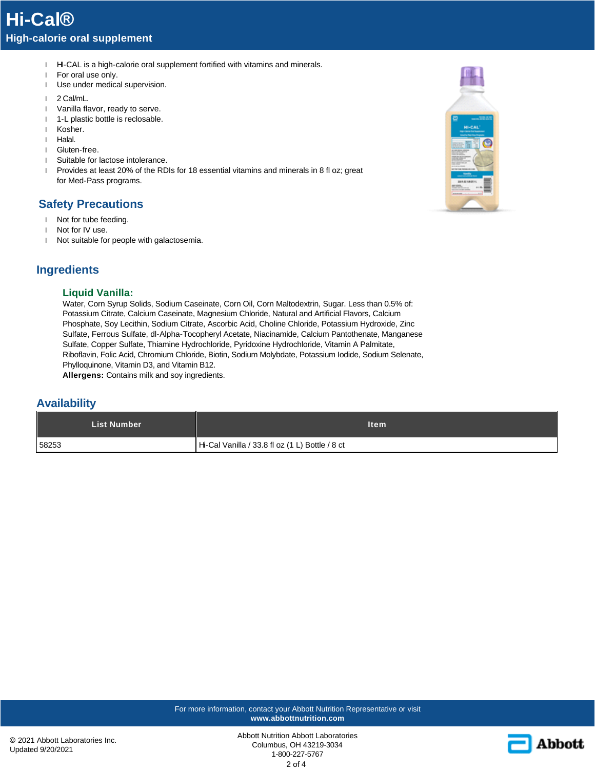# Hi-Cal®

**High-calorie oral supplement**

- Hi-CAL is a high-calorie oral supplement fortified with vitamins and minerals.
- For oral use only.
- Use under medical supervision.
- 2 Cal/mL.
- Vanilla flavor, ready to serve.
- 1-L plastic bottle is reclosable.
- Kosher.
- Halal.
- Gluten-free.
- Suitable for lactose intolerance.
- Provides at least 20% of the RDIs for 18 essential vitamins and minerals in 8 fl oz; great for Med-Pass programs.

## Safety Precautions

- Not for tube feeding.
- Not for IV use.
- Not suitable for people with galactosemia.

## Ingredients

### Liquid Vanilla:

Water, Corn Syrup Solids, Sodium Caseinate, Corn Oil, Corn Maltodextrin, Sugar. Less than 0.5% of: Potassium Citrate, Calcium Caseinate, Magnesium Chloride, Natural and Artificial Flavors, Calcium Phosphate, Soy Lecithin, Sodium Citrate, Ascorbic Acid, Choline Chloride, Potassium Hydroxide, Zinc Sulfate, Ferrous Sulfate, dl-Alpha-Tocopheryl Acetate, Niacinamide, Calcium Pantothenate, Manganese Sulfate, Copper Sulfate, Thiamine Hydrochloride, Pyridoxine Hydrochloride, Vitamin A Palmitate, Riboflavin, Folic Acid, Chromium Chloride, Biotin, Sodium Molybdate, Potassium Iodide, Sodium Selenate, Phylloquinone, Vitamin D3, and Vitamin B12.

**Allergens:** Contains milk and soy ingredients.

## Availability

| List Number | Item |
|---|---|
| 58253 | Hi-Cal Vanilla / 33.8 fl oz (1 L) Bottle / 8 ct |

For more information, contact your Abbott Nutrition Representative or visit **www.abbottnutrition.com**

© 2021 Abbott Laboratories Inc.
Updated 9/20/2021

Abbott Nutrition Abbott Laboratories
Columbus, OH 43219-3034
1-800-227-5767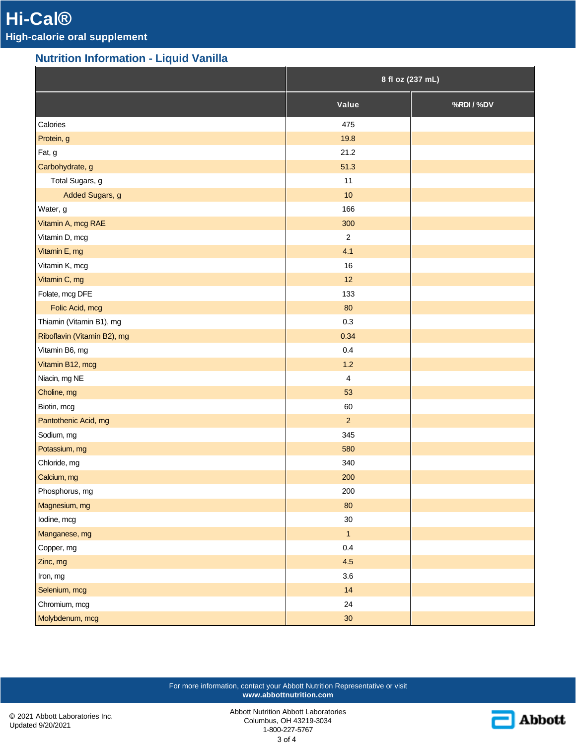# Hi-Cal®

**High-calorie oral supplement**

## Nutrition Information - Liquid Vanilla

| | 8 fl oz (237 mL) | |
|---|---|---|
| | Value | %RDI / %DV |
| Calories | 475 | |
| Protein, g | 19.8 | |
| Fat, g | 21.2 | |
| Carbohydrate, g | 51.3 | |
| Total Sugars, g | 11 | |
| Added Sugars, g | 10 | |
| Water, g | 166 | |
| Vitamin A, mcg RAE | 300 | |
| Vitamin D, mcg | 2 | |
| Vitamin E, mg | 4.1 | |
| Vitamin K, mcg | 16 | |
| Vitamin C, mg | 12 | |
| Folate, mcg DFE | 133 | |
| Folic Acid, mcg | 80 | |
| Thiamin (Vitamin B1), mg | 0.3 | |
| Riboflavin (Vitamin B2), mg | 0.34 | |
| Vitamin B6, mg | 0.4 | |
| Vitamin B12, mcg | 1.2 | |
| Niacin, mg NE | 4 | |
| Choline, mg | 53 | |
| Biotin, mcg | 60 | |
| Pantothenic Acid, mg | 2 | |
| Sodium, mg | 345 | |
| Potassium, mg | 580 | |
| Chloride, mg | 340 | |
| Calcium, mg | 200 | |
| Phosphorus, mg | 200 | |
| Magnesium, mg | 80 | |
| Iodine, mcg | 30 | |
| Manganese, mg | 1 | |
| Copper, mg | 0.4 | |
| Zinc, mg | 4.5 | |
| Iron, mg | 3.6 | |
| Selenium, mcg | 14 | |
| Chromium, mcg | 24 | |
| Molybdenum, mcg | 30 | |

For more information, contact your Abbott Nutrition Representative or visit **www.abbottnutrition.com**

© 2021 Abbott Laboratories Inc.
Updated 9/20/2021

Abbott Nutrition Abbott Laboratories
Columbus, OH 43219-3034
1-800-227-5767

Abbott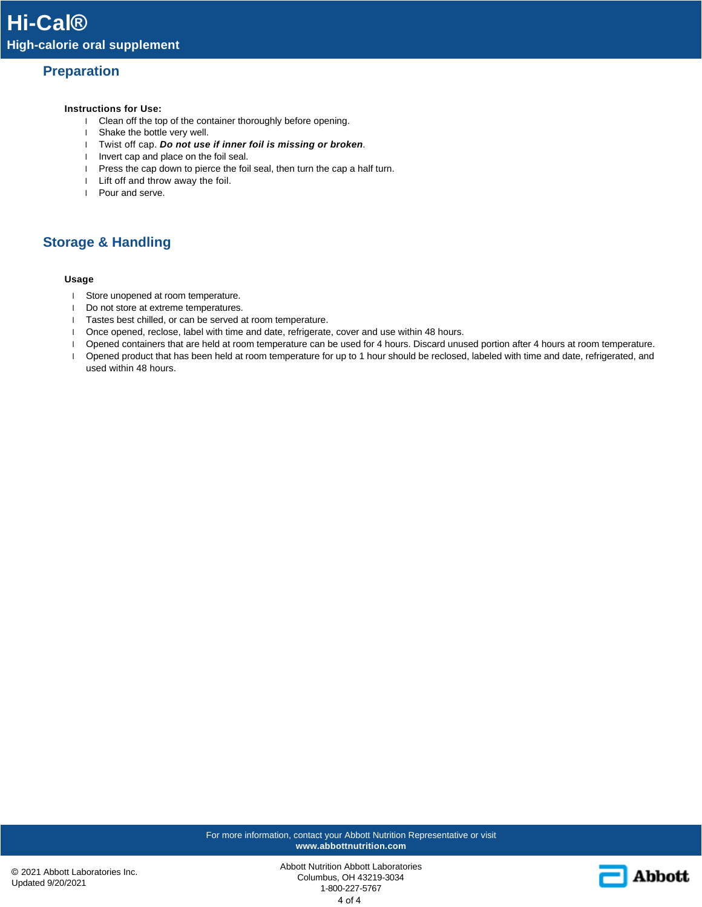# Hi-Cal®

**High-calorie oral supplement**

## Preparation

**Instructions for Use:**

- Clean off the top of the container thoroughly before opening.
- Shake the bottle very well.
- Twist off cap. ***Do not use if inner foil is missing or broken***.
- Invert cap and place on the foil seal.
- Press the cap down to pierce the foil seal, then turn the cap a half turn.
- Lift off and throw away the foil.
- Pour and serve.

## Storage & Handling

**Usage**

- Store unopened at room temperature.
- Do not store at extreme temperatures.
- Tastes best chilled, or can be served at room temperature.
- Once opened, reclose, label with time and date, refrigerate, cover and use within 48 hours.
- Opened containers that are held at room temperature can be used for 4 hours. Discard unused portion after 4 hours at room temperature.
- Opened product that has been held at room temperature for up to 1 hour should be reclosed, labeled with time and date, refrigerated, and used within 48 hours.

For more information, contact your Abbott Nutrition Representative or visit
**www.abbottnutrition.com**

© 2021 Abbott Laboratories Inc.
Updated 9/20/2021

Abbott Nutrition Abbott Laboratories
Columbus, OH 43219-3034
1-800-227-5767

Abbott